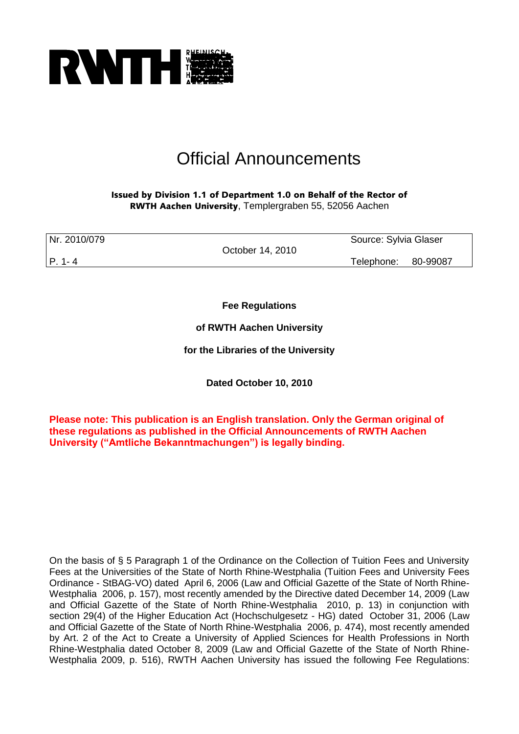# Official Announcements

**Issued by Division 1.1 of Department 1.0 on Behalf of the Rector of RWTH Aachen University**, Templergraben 55, 52056 Aachen

| Nr. 2010/079 | October 14, 2010 | Source: Sylvia Glaser |
| --- | --- | --- |
| P. 1- 4 | | Telephone: 80-99087 |

**Fee Regulations**

**of RWTH Aachen University**

**for the Libraries of the University**

**Dated October 10, 2010**

**Please note: This publication is an English translation. Only the German original of these regulations as published in the Official Announcements of RWTH Aachen University ("Amtliche Bekanntmachungen") is legally binding.**

On the basis of § 5 Paragraph 1 of the Ordinance on the Collection of Tuition Fees and University Fees at the Universities of the State of North Rhine-Westphalia (Tuition Fees and University Fees Ordinance - StBAG-VO) dated April 6, 2006 (Law and Official Gazette of the State of North Rhine-Westphalia 2006, p. 157), most recently amended by the Directive dated December 14, 2009 (Law and Official Gazette of the State of North Rhine-Westphalia 2010, p. 13) in conjunction with section 29(4) of the Higher Education Act (Hochschulgesetz - HG) dated October 31, 2006 (Law and Official Gazette of the State of North Rhine-Westphalia 2006, p. 474), most recently amended by Art. 2 of the Act to Create a University of Applied Sciences for Health Professions in North Rhine-Westphalia dated October 8, 2009 (Law and Official Gazette of the State of North Rhine-Westphalia 2009, p. 516), RWTH Aachen University has issued the following Fee Regulations: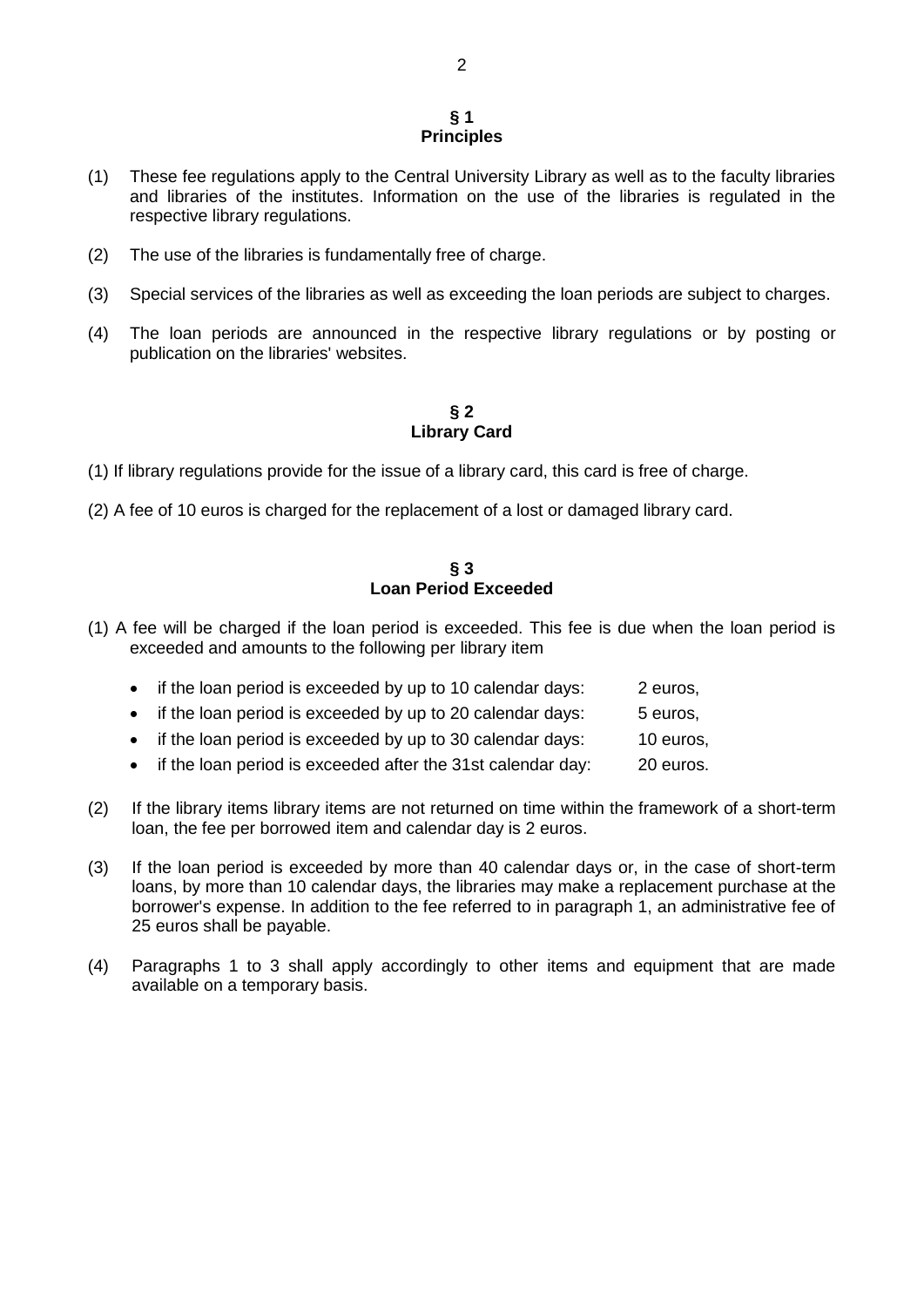## § 1
## Principles

(1) These fee regulations apply to the Central University Library as well as to the faculty libraries and libraries of the institutes. Information on the use of the libraries is regulated in the respective library regulations.

(2) The use of the libraries is fundamentally free of charge.

(3) Special services of the libraries as well as exceeding the loan periods are subject to charges.

(4) The loan periods are announced in the respective library regulations or by posting or publication on the libraries' websites.

## § 2
## Library Card

(1) If library regulations provide for the issue of a library card, this card is free of charge.

(2) A fee of 10 euros is charged for the replacement of a lost or damaged library card.

## § 3
## Loan Period Exceeded

(1) A fee will be charged if the loan period is exceeded. This fee is due when the loan period is exceeded and amounts to the following per library item

- if the loan period is exceeded by up to 10 calendar days: 2 euros,
- if the loan period is exceeded by up to 20 calendar days: 5 euros,
- if the loan period is exceeded by up to 30 calendar days: 10 euros,
- if the loan period is exceeded after the 31st calendar day: 20 euros.

(2) If the library items library items are not returned on time within the framework of a short-term loan, the fee per borrowed item and calendar day is 2 euros.

(3) If the loan period is exceeded by more than 40 calendar days or, in the case of short-term loans, by more than 10 calendar days, the libraries may make a replacement purchase at the borrower's expense. In addition to the fee referred to in paragraph 1, an administrative fee of 25 euros shall be payable.

(4) Paragraphs 1 to 3 shall apply accordingly to other items and equipment that are made available on a temporary basis.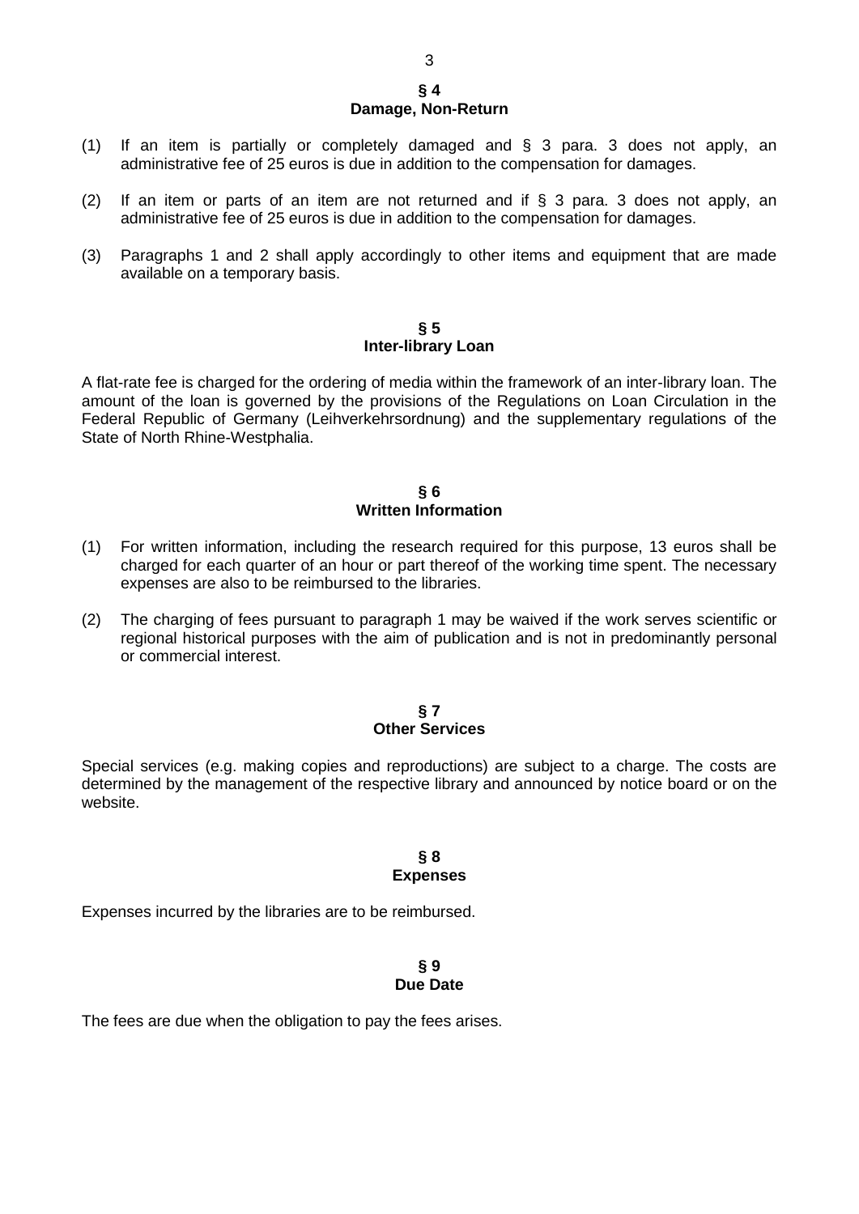## § 4
## Damage, Non-Return

(1) If an item is partially or completely damaged and § 3 para. 3 does not apply, an administrative fee of 25 euros is due in addition to the compensation for damages.

(2) If an item or parts of an item are not returned and if § 3 para. 3 does not apply, an administrative fee of 25 euros is due in addition to the compensation for damages.

(3) Paragraphs 1 and 2 shall apply accordingly to other items and equipment that are made available on a temporary basis.

## § 5
## Inter-library Loan

A flat-rate fee is charged for the ordering of media within the framework of an inter-library loan. The amount of the loan is governed by the provisions of the Regulations on Loan Circulation in the Federal Republic of Germany (Leihverkehrsordnung) and the supplementary regulations of the State of North Rhine-Westphalia.

## § 6
## Written Information

(1) For written information, including the research required for this purpose, 13 euros shall be charged for each quarter of an hour or part thereof of the working time spent. The necessary expenses are also to be reimbursed to the libraries.

(2) The charging of fees pursuant to paragraph 1 may be waived if the work serves scientific or regional historical purposes with the aim of publication and is not in predominantly personal or commercial interest.

## § 7
## Other Services

Special services (e.g. making copies and reproductions) are subject to a charge. The costs are determined by the management of the respective library and announced by notice board or on the website.

## § 8
## Expenses

Expenses incurred by the libraries are to be reimbursed.

## § 9
## Due Date

The fees are due when the obligation to pay the fees arises.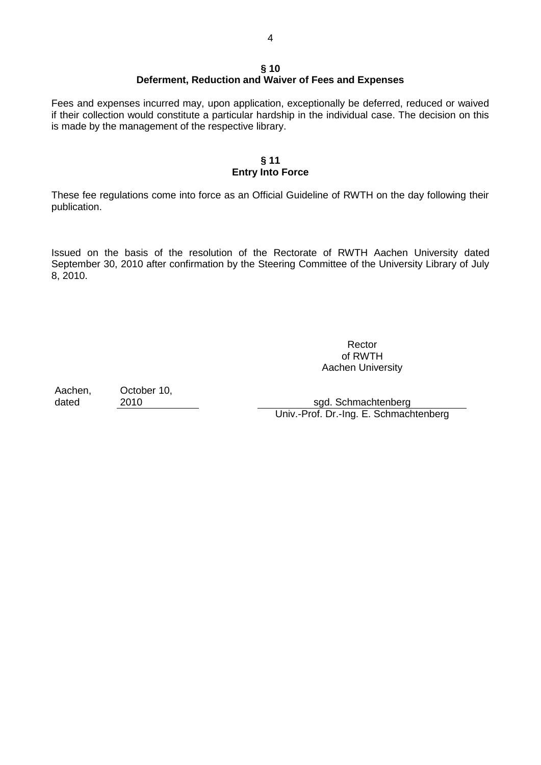## § 10
## Deferment, Reduction and Waiver of Fees and Expenses

Fees and expenses incurred may, upon application, exceptionally be deferred, reduced or waived if their collection would constitute a particular hardship in the individual case. The decision on this is made by the management of the respective library.

## § 11
## Entry Into Force

These fee regulations come into force as an Official Guideline of RWTH on the day following their publication.

Issued on the basis of the resolution of the Rectorate of RWTH Aachen University dated September 30, 2010 after confirmation by the Steering Committee of the University Library of July 8, 2010.

Rector
of RWTH
Aachen University

Aachen, dated October 10, 2010

sgd. Schmachtenberg
Univ.-Prof. Dr.-Ing. E. Schmachtenberg